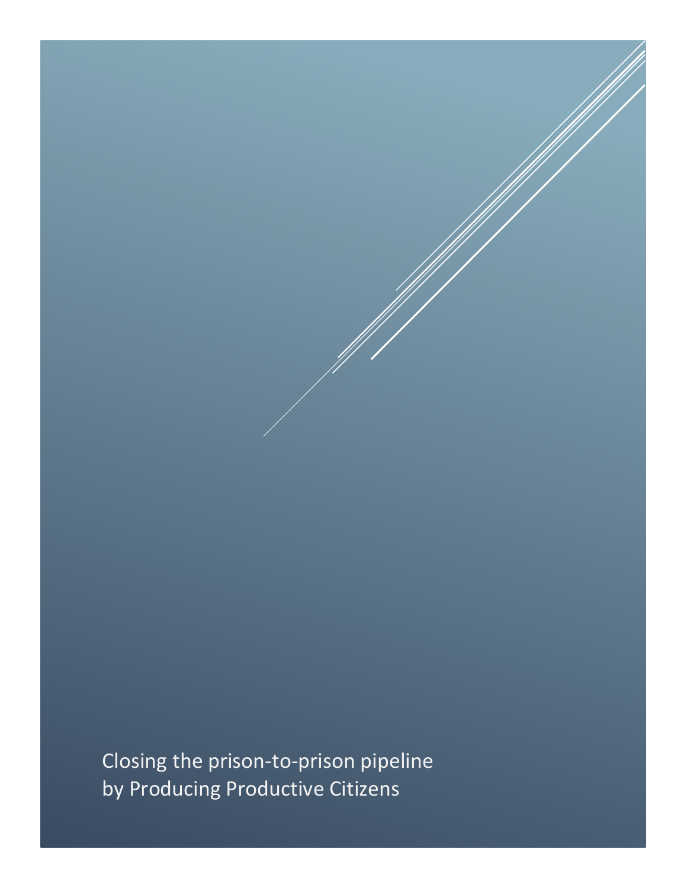# Closing the prison-to-prison pipeline by Producing Productive Citizens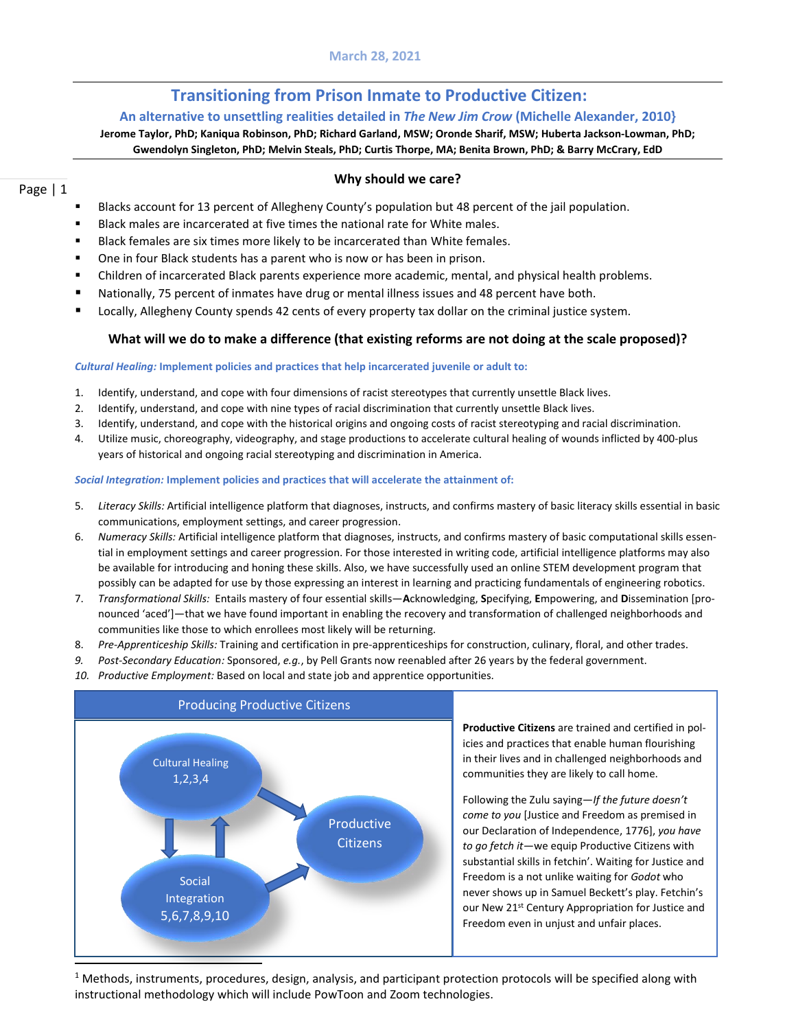March 28, 2021

# Transitioning from Prison Inmate to Productive Citizen:

## An alternative to unsettling realities detailed in *The New Jim Crow* (Michelle Alexander, 2010}

**Jerome Taylor, PhD; Kaniqua Robinson, PhD; Richard Garland, MSW; Oronde Sharif, MSW; Huberta Jackson-Lowman, PhD; Gwendolyn Singleton, PhD; Melvin Steals, PhD; Curtis Thorpe, MA; Benita Brown, PhD; & Barry McCrary, EdD**

### Why should we care?

- Blacks account for 13 percent of Allegheny County's population but 48 percent of the jail population.
- Black males are incarcerated at five times the national rate for White males.
- Black females are six times more likely to be incarcerated than White females.
- One in four Black students has a parent who is now or has been in prison.
- Children of incarcerated Black parents experience more academic, mental, and physical health problems.
- Nationally, 75 percent of inmates have drug or mental illness issues and 48 percent have both.
- Locally, Allegheny County spends 42 cents of every property tax dollar on the criminal justice system.

### What will we do to make a difference (that existing reforms are not doing at the scale proposed)?

***Cultural Healing:* Implement policies and practices that help incarcerated juvenile or adult to:**

1. Identify, understand, and cope with four dimensions of racist stereotypes that currently unsettle Black lives.
2. Identify, understand, and cope with nine types of racial discrimination that currently unsettle Black lives.
3. Identify, understand, and cope with the historical origins and ongoing costs of racist stereotyping and racial discrimination.
4. Utilize music, choreography, videography, and stage productions to accelerate cultural healing of wounds inflicted by 400-plus years of historical and ongoing racial stereotyping and discrimination in America.

***Social Integration:* Implement policies and practices that will accelerate the attainment of:**

5. *Literacy Skills:* Artificial intelligence platform that diagnoses, instructs, and confirms mastery of basic literacy skills essential in basic communications, employment settings, and career progression.
6. *Numeracy Skills:* Artificial intelligence platform that diagnoses, instructs, and confirms mastery of basic computational skills essential in employment settings and career progression. For those interested in writing code, artificial intelligence platforms may also be available for introducing and honing these skills. Also, we have successfully used an online STEM development program that possibly can be adapted for use by those expressing an interest in learning and practicing fundamentals of engineering robotics.
7. *Transformational Skills:* Entails mastery of four essential skills—**A**cknowledging, **S**pecifying, **E**mpowering, and **D**issemination [pronounced 'aced']—that we have found important in enabling the recovery and transformation of challenged neighborhoods and communities like those to which enrollees most likely will be returning.
8. *Pre-Apprenticeship Skills:* Training and certification in pre-apprenticeships for construction, culinary, floral, and other trades.
9. *Post-Secondary Education:* Sponsored, *e.g.*, by Pell Grants now reenabled after 26 years by the federal government.
10. *Productive Employment:* Based on local and state job and apprentice opportunities.

**Producing Productive Citizens**

Cultural Healing 1,2,3,4 → Productive Citizens; Social Integration 5,6,7,8,9,10 → Productive Citizens; Cultural Healing ↔ Social Integration

**Productive Citizens** are trained and certified in policies and practices that enable human flourishing in their lives and in challenged neighborhoods and communities they are likely to call home.

Following the Zulu saying—*If the future doesn't come to you* [Justice and Freedom as premised in our Declaration of Independence, 1776], *you have to go fetch it*—we equip Productive Citizens with substantial skills in fetchin'. Waiting for Justice and Freedom is a not unlike waiting for *Godot* who never shows up in Samuel Beckett's play. Fetchin's our New 21st Century Appropriation for Justice and Freedom even in unjust and unfair places.

---

[1] Methods, instruments, procedures, design, analysis, and participant protection protocols will be specified along with instructional methodology which will include PowToon and Zoom technologies.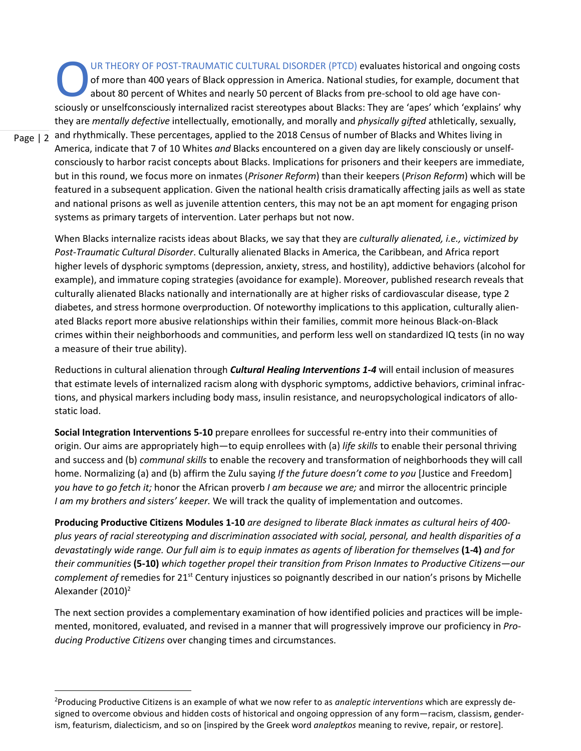OUR THEORY OF POST-TRAUMATIC CULTURAL DISORDER (PTCD) evaluates historical and ongoing costs of more than 400 years of Black oppression in America. National studies, for example, document that about 80 percent of Whites and nearly 50 percent of Blacks from pre-school to old age have consciously or unselfconsciously internalized racist stereotypes about Blacks: They are 'apes' which 'explains' why they are *mentally defective* intellectually, emotionally, and morally and *physically gifted* athletically, sexually, and rhythmically. These percentages, applied to the 2018 Census of number of Blacks and Whites living in America, indicate that 7 of 10 Whites *and* Blacks encountered on a given day are likely consciously or unselfconsciously to harbor racist concepts about Blacks. Implications for prisoners and their keepers are immediate, but in this round, we focus more on inmates (*Prisoner Reform*) than their keepers (*Prison Reform*) which will be featured in a subsequent application. Given the national health crisis dramatically affecting jails as well as state and national prisons as well as juvenile attention centers, this may not be an apt moment for engaging prison systems as primary targets of intervention. Later perhaps but not now.

When Blacks internalize racists ideas about Blacks, we say that they are *culturally alienated, i.e., victimized by Post-Traumatic Cultural Disorder*. Culturally alienated Blacks in America, the Caribbean, and Africa report higher levels of dysphoric symptoms (depression, anxiety, stress, and hostility), addictive behaviors (alcohol for example), and immature coping strategies (avoidance for example). Moreover, published research reveals that culturally alienated Blacks nationally and internationally are at higher risks of cardiovascular disease, type 2 diabetes, and stress hormone overproduction. Of noteworthy implications to this application, culturally alienated Blacks report more abusive relationships within their families, commit more heinous Black-on-Black crimes within their neighborhoods and communities, and perform less well on standardized IQ tests (in no way a measure of their true ability).

Reductions in cultural alienation through ***Cultural Healing Interventions 1-4*** will entail inclusion of measures that estimate levels of internalized racism along with dysphoric symptoms, addictive behaviors, criminal infractions, and physical markers including body mass, insulin resistance, and neuropsychological indicators of allostatic load.

**Social Integration Interventions 5-10** prepare enrollees for successful re-entry into their communities of origin. Our aims are appropriately high—to equip enrollees with (a) *life skills* to enable their personal thriving and success and (b) *communal skills* to enable the recovery and transformation of neighborhoods they will call home. Normalizing (a) and (b) affirm the Zulu saying *If the future doesn't come to you* [Justice and Freedom] *you have to go fetch it;* honor the African proverb *I am because we are;* and mirror the allocentric principle *I am my brothers and sisters' keeper.* We will track the quality of implementation and outcomes.

**Producing Productive Citizens Modules 1-10** *are designed to liberate Black inmates as cultural heirs of 400-plus years of racial stereotyping and discrimination associated with social, personal, and health disparities of a devastatingly wide range. Our full aim is to equip inmates as agents of liberation for themselves* **(1-4)** *and for their communities* **(5-10)** *which together propel their transition from Prison Inmates to Productive Citizens—our complement of* remedies for 21st Century injustices so poignantly described in our nation's prisons by Michelle Alexander (2010)[2]

The next section provides a complementary examination of how identified policies and practices will be implemented, monitored, evaluated, and revised in a manner that will progressively improve our proficiency in *Producing Productive Citizens* over changing times and circumstances.

---

[2]Producing Productive Citizens is an example of what we now refer to as *analeptic interventions* which are expressly designed to overcome obvious and hidden costs of historical and ongoing oppression of any form—racism, classism, genderism, featurism, dialecticism, and so on [inspired by the Greek word *analeptkos* meaning to revive, repair, or restore].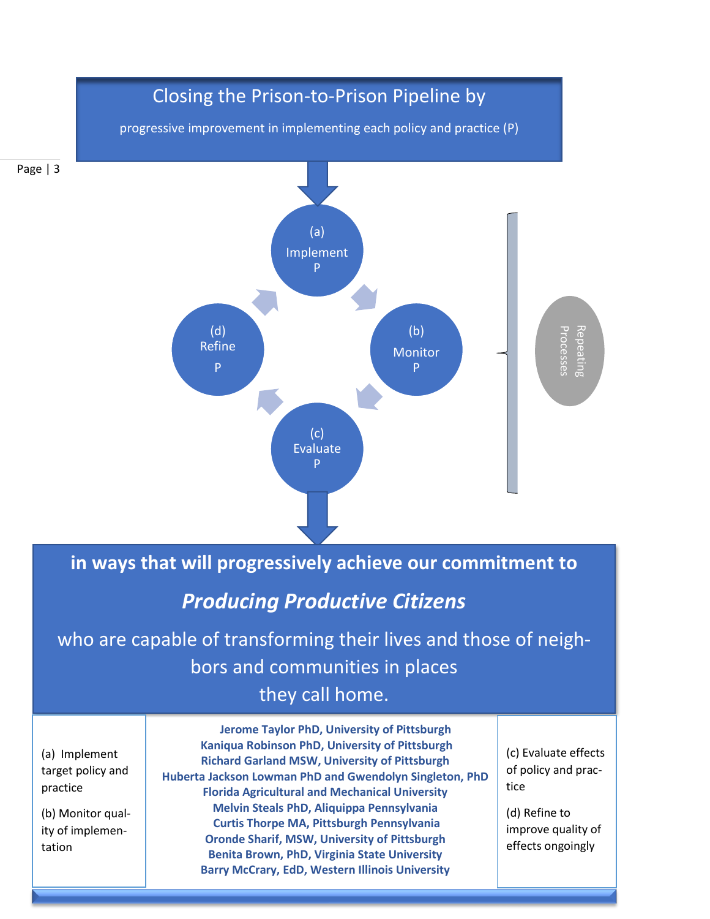## Closing the Prison-to-Prison Pipeline by

progressive improvement in implementing each policy and practice (P)

(a) Implement P

(b) Monitor P

(c) Evaluate P

(d) Refine P

Repeating Processes

**in ways that will progressively achieve our commitment to**

***Producing Productive Citizens***

who are capable of transforming their lives and those of neighbors and communities in places they call home.

(a) Implement target policy and practice

(b) Monitor quality of implementation

**Jerome Taylor PhD, University of Pittsburgh**
**Kaniqua Robinson PhD, University of Pittsburgh**
**Richard Garland MSW, University of Pittsburgh**
**Huberta Jackson Lowman PhD and Gwendolyn Singleton, PhD**
**Florida Agricultural and Mechanical University**
**Melvin Steals PhD, Aliquippa Pennsylvania**
**Curtis Thorpe MA, Pittsburgh Pennsylvania**
**Oronde Sharif, MSW, University of Pittsburgh**
**Benita Brown, PhD, Virginia State University**
**Barry McCrary, EdD, Western Illinois University**

(c) Evaluate effects of policy and practice

(d) Refine to improve quality of effects ongoingly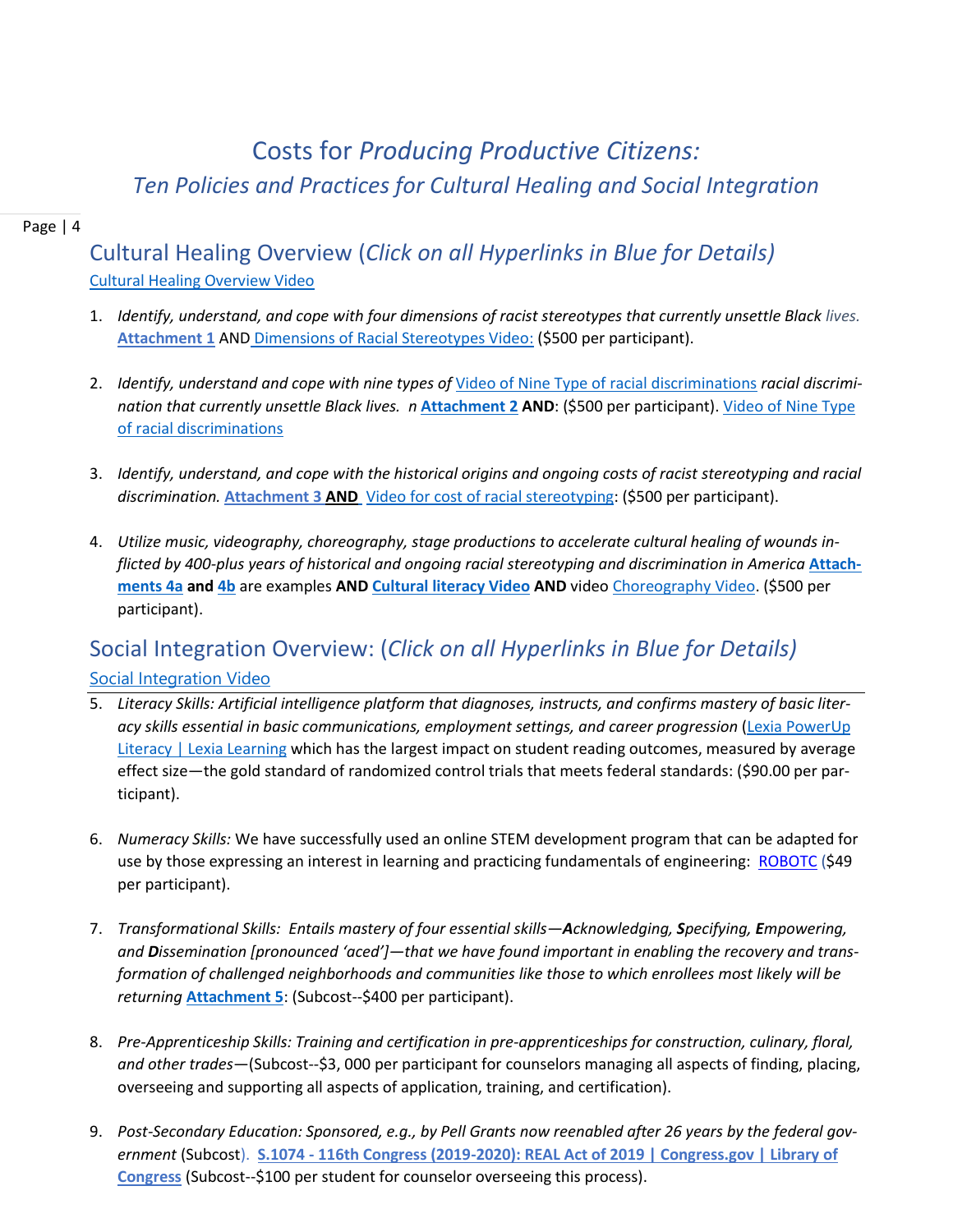# Costs for *Producing Productive Citizens:*

## *Ten Policies and Practices for Cultural Healing and Social Integration*

## Cultural Healing Overview (*Click on all Hyperlinks in Blue for Details)*

Cultural Healing Overview Video

1. *Identify, understand, and cope with four dimensions of racist stereotypes that currently unsettle Black lives.* **Attachment 1** AND Dimensions of Racial Stereotypes Video: ($500 per participant).

2. *Identify, understand and cope with nine types of* Video of Nine Type of racial discriminations *racial discrimination that currently unsettle Black lives. n* **Attachment 2** **AND**: ($500 per participant). Video of Nine Type of racial discriminations

3. *Identify, understand, and cope with the historical origins and ongoing costs of racist stereotyping and racial discrimination.* **Attachment 3** **AND** Video for cost of racial stereotyping: ($500 per participant).

4. *Utilize music, videography, choreography, stage productions to accelerate cultural healing of wounds inflicted by 400-plus years of historical and ongoing racial stereotyping and discrimination in America* **Attachments 4a** **and** **4b** are examples **AND** **Cultural literacy Video** **AND** video Choreography Video. ($500 per participant).

## Social Integration Overview: (*Click on all Hyperlinks in Blue for Details)*

Social Integration Video

5. *Literacy Skills: Artificial intelligence platform that diagnoses, instructs, and confirms mastery of basic literacy skills essential in basic communications, employment settings, and career progression* (Lexia PowerUp Literacy | Lexia Learning which has the largest impact on student reading outcomes, measured by average effect size—the gold standard of randomized control trials that meets federal standards: ($90.00 per participant).

6. *Numeracy Skills:* We have successfully used an online STEM development program that can be adapted for use by those expressing an interest in learning and practicing fundamentals of engineering: ROBOTC ($49 per participant).

7. *Transformational Skills: Entails mastery of four essential skills—**A**cknowledging, **S**pecifying, **E**mpowering, and **D**issemination [pronounced 'aced']—that we have found important in enabling the recovery and transformation of challenged neighborhoods and communities like those to which enrollees most likely will be returning* **Attachment 5**: (Subcost--$400 per participant).

8. *Pre-Apprenticeship Skills: Training and certification in pre-apprenticeships for construction, culinary, floral, and other trades*—(Subcost--$3, 000 per participant for counselors managing all aspects of finding, placing, overseeing and supporting all aspects of application, training, and certification).

9. *Post-Secondary Education: Sponsored, e.g., by Pell Grants now reenabled after 26 years by the federal government* (Subcost). **S.1074 - 116th Congress (2019-2020): REAL Act of 2019 | Congress.gov | Library of Congress** (Subcost--$100 per student for counselor overseeing this process).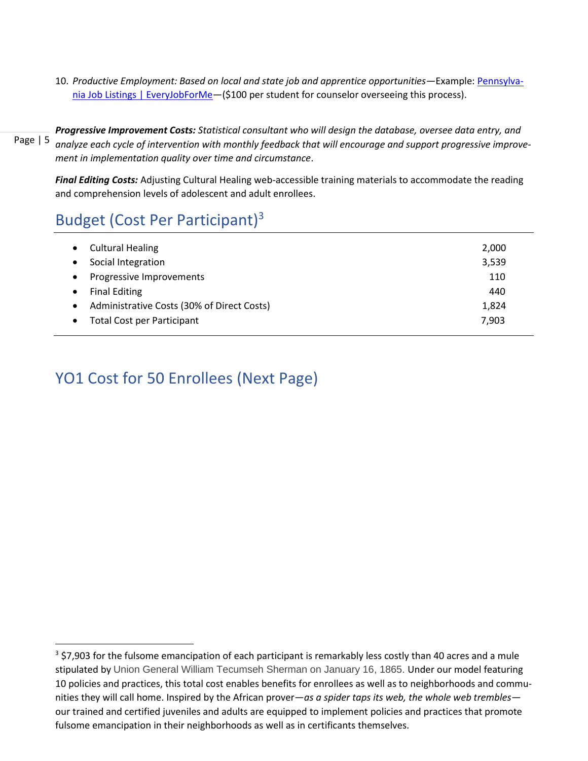10. *Productive Employment: Based on local and state job and apprentice opportunities*—Example: [Pennsylvania Job Listings | EveryJobForMe]—($100 per student for counselor overseeing this process).

***Progressive Improvement Costs:*** *Statistical consultant who will design the database, oversee data entry, and analyze each cycle of intervention with monthly feedback that will encourage and support progressive improvement in implementation quality over time and circumstance*.

***Final Editing Costs:*** Adjusting Cultural Healing web-accessible training materials to accommodate the reading and comprehension levels of adolescent and adult enrollees.

## Budget (Cost Per Participant)[3]

| Item | Cost |
|---|---:|
| Cultural Healing | 2,000 |
| Social Integration | 3,539 |
| Progressive Improvements | 110 |
| Final Editing | 440 |
| Administrative Costs (30% of Direct Costs) | 1,824 |
| Total Cost per Participant | 7,903 |

## YO1 Cost for 50 Enrollees (Next Page)

[3] $7,903 for the fulsome emancipation of each participant is remarkably less costly than 40 acres and a mule stipulated by Union General William Tecumseh Sherman on January 16, 1865. Under our model featuring 10 policies and practices, this total cost enables benefits for enrollees as well as to neighborhoods and communities they will call home. Inspired by the African prover—*as a spider taps its web, the whole web trembles*—our trained and certified juveniles and adults are equipped to implement policies and practices that promote fulsome emancipation in their neighborhoods as well as in certificants themselves.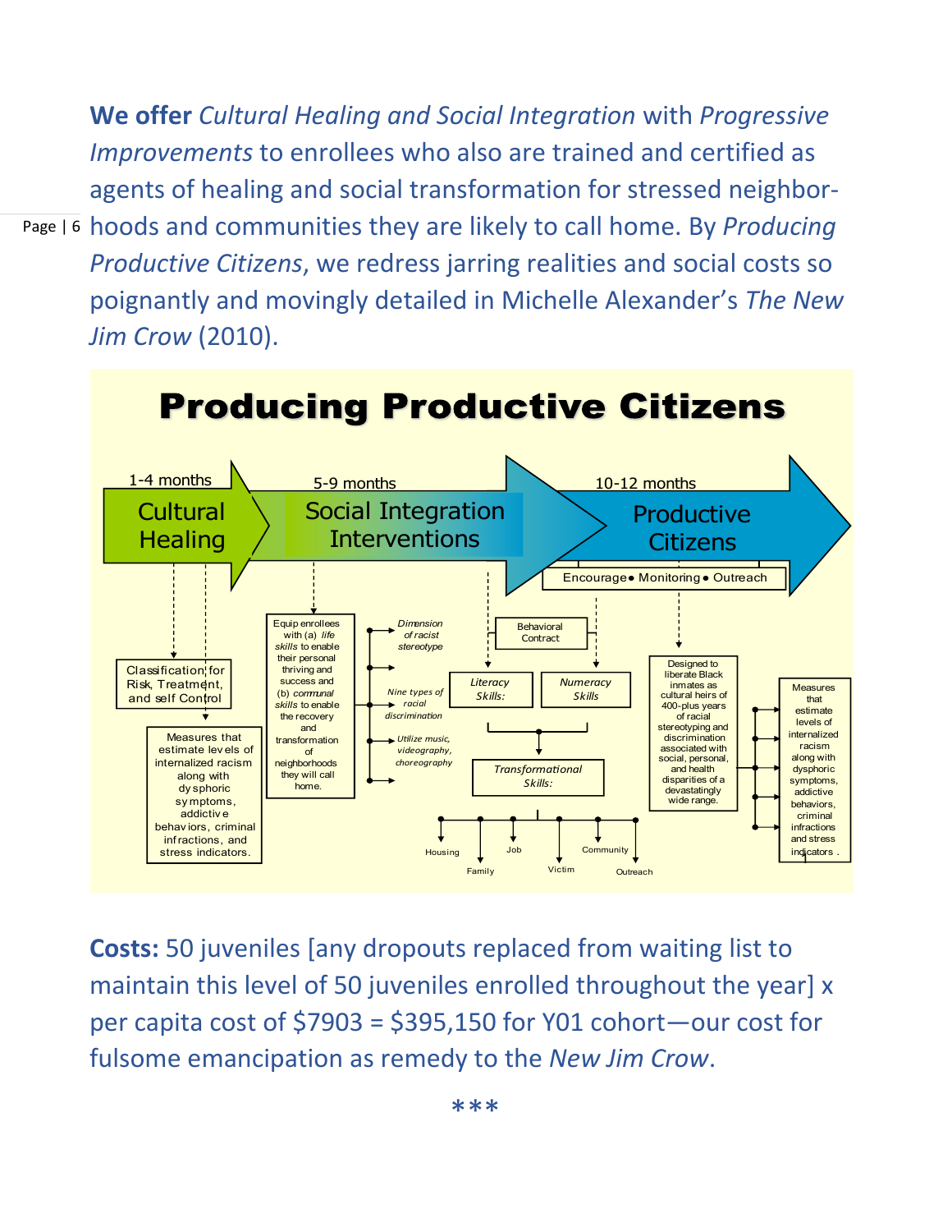**We offer** *Cultural Healing and Social Integration* with *Progressive Improvements* to enrollees who also are trained and certified as agents of healing and social transformation for stressed neighborhoods and communities they are likely to call home. By *Producing Productive Citizens*, we redress jarring realities and social costs so poignantly and movingly detailed in Michelle Alexander's *The New Jim Crow* (2010).

**Producing Productive Citizens**

1-4 months
Cultural Healing

5-9 months
Social Integration Interventions

10-12 months
Productive Citizens

Encourage • Monitoring • Outreach

Classification for Risk, Treatment, and self Control

Measures that estimate levels of internalized racism along with dysphoric symptoms, addictive behaviors, criminal infractions, and stress indicators.

Equip enrollees with (a) *life skills* to enable their personal thriving and success and (b) *communal skills* to enable the recovery and transformation of neighborhoods they will call home.

*Dimension of racist stereotype*

*Nine types of racial discrimination*

*Utilize music, videography, choreography*

Behavioral Contract

*Literacy Skills:*

*Numeracy Skills*

*Transformational Skills:*

Housing
Family
Job
Victim
Community
Outreach

Designed to liberate Black inmates as cultural heirs of 400-plus years of racial stereotyping and discrimination associated with social, personal, and health disparities of a devastatingly wide range.

Measures that estimate levels of internalized racism along with dysphoric symptoms, addictive behaviors, criminal infractions and stress indicators.

**Costs:** 50 juveniles [any dropouts replaced from waiting list to maintain this level of 50 juveniles enrolled throughout the year] x per capita cost of $7903 = $395,150 for Y01 cohort—our cost for fulsome emancipation as remedy to the *New Jim Crow*.

\*\*\*